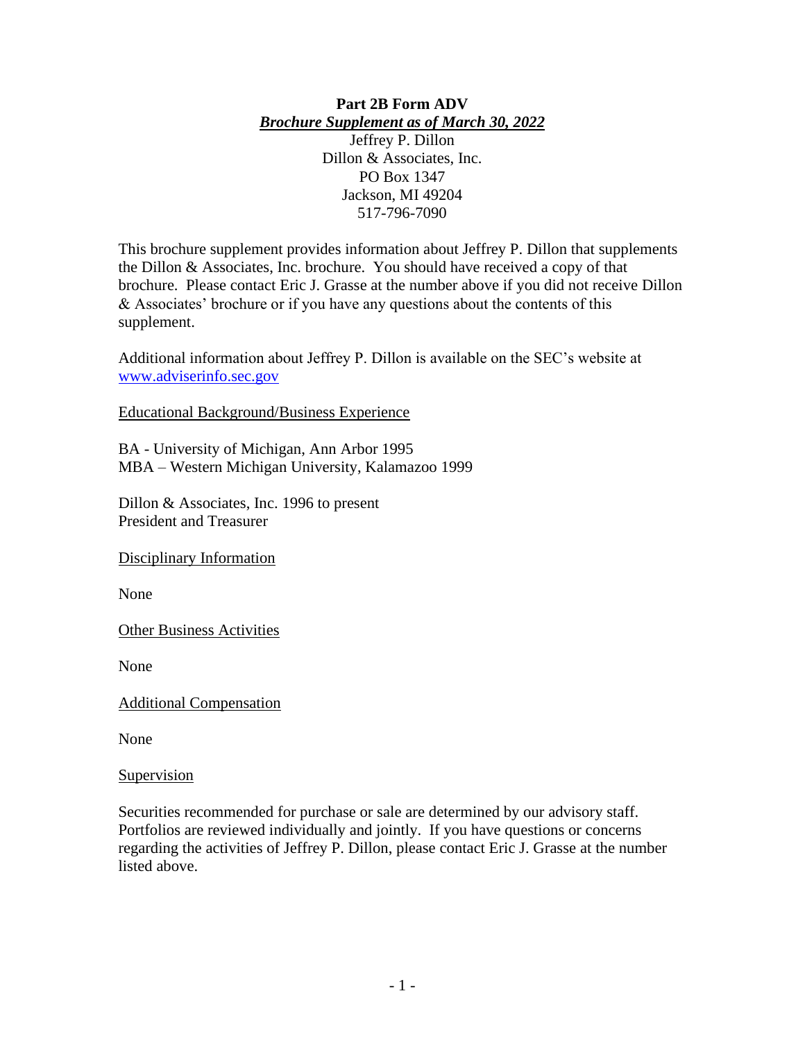**Part 2B Form ADV**

***Brochure Supplement as of March 30, 2022***

Jeffrey P. Dillon
Dillon & Associates, Inc.
PO Box 1347
Jackson, MI 49204
517-796-7090

This brochure supplement provides information about Jeffrey P. Dillon that supplements the Dillon & Associates, Inc. brochure. You should have received a copy of that brochure. Please contact Eric J. Grasse at the number above if you did not receive Dillon & Associates' brochure or if you have any questions about the contents of this supplement.

Additional information about Jeffrey P. Dillon is available on the SEC's website at [www.adviserinfo.sec.gov](http://www.adviserinfo.sec.gov)

Educational Background/Business Experience

BA - University of Michigan, Ann Arbor 1995
MBA – Western Michigan University, Kalamazoo 1999

Dillon & Associates, Inc. 1996 to present
President and Treasurer

Disciplinary Information

None

Other Business Activities

None

Additional Compensation

None

Supervision

Securities recommended for purchase or sale are determined by our advisory staff. Portfolios are reviewed individually and jointly. If you have questions or concerns regarding the activities of Jeffrey P. Dillon, please contact Eric J. Grasse at the number listed above.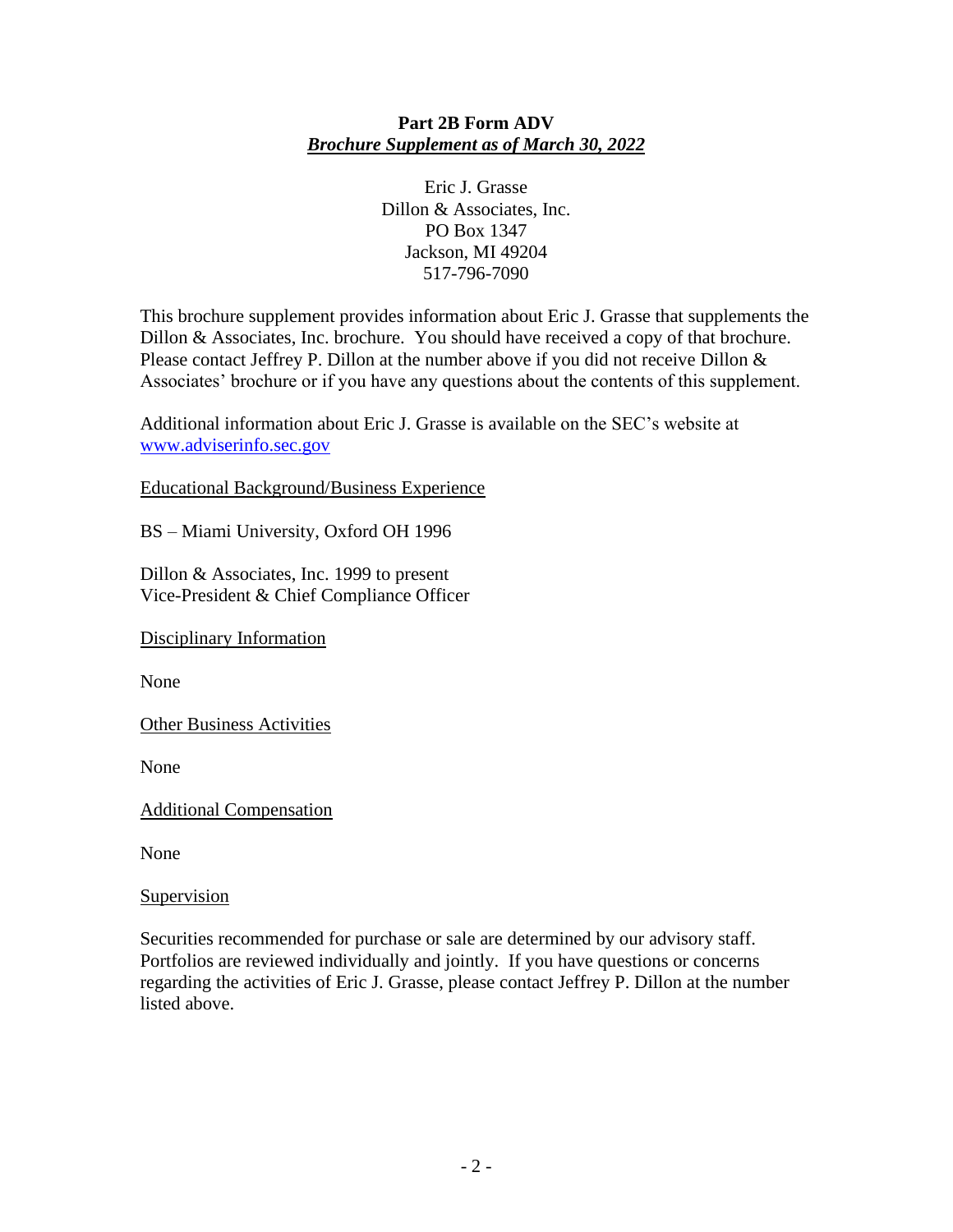**Part 2B Form ADV**
***Brochure Supplement as of March 30, 2022***

Eric J. Grasse
Dillon & Associates, Inc.
PO Box 1347
Jackson, MI 49204
517-796-7090

This brochure supplement provides information about Eric J. Grasse that supplements the Dillon & Associates, Inc. brochure. You should have received a copy of that brochure. Please contact Jeffrey P. Dillon at the number above if you did not receive Dillon & Associates' brochure or if you have any questions about the contents of this supplement.

Additional information about Eric J. Grasse is available on the SEC's website at [www.adviserinfo.sec.gov](http://www.adviserinfo.sec.gov)

<u>Educational Background/Business Experience</u>

BS – Miami University, Oxford OH 1996

Dillon & Associates, Inc. 1999 to present
Vice-President & Chief Compliance Officer

<u>Disciplinary Information</u>

None

<u>Other Business Activities</u>

None

<u>Additional Compensation</u>

None

<u>Supervision</u>

Securities recommended for purchase or sale are determined by our advisory staff. Portfolios are reviewed individually and jointly. If you have questions or concerns regarding the activities of Eric J. Grasse, please contact Jeffrey P. Dillon at the number listed above.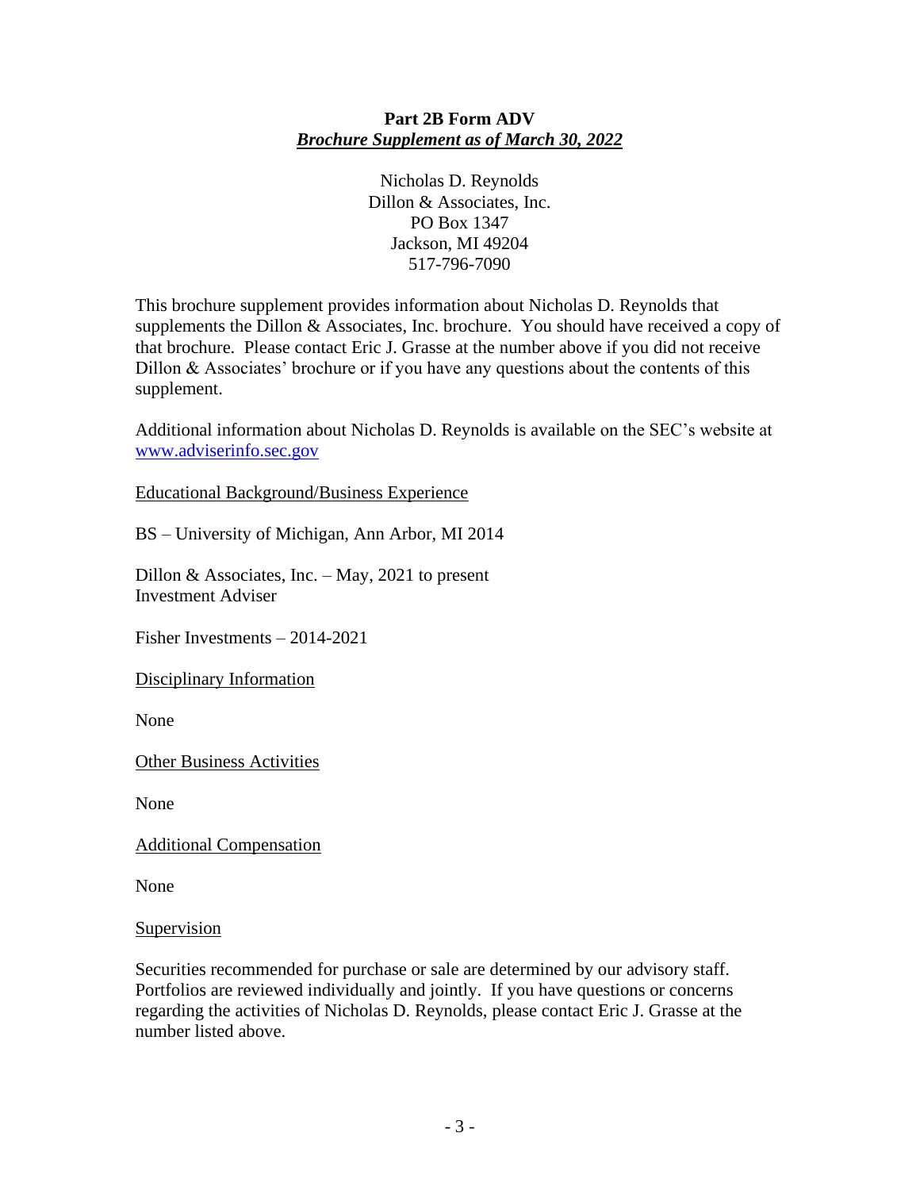**Part 2B Form ADV**
***Brochure Supplement as of March 30, 2022***

Nicholas D. Reynolds
Dillon & Associates, Inc.
PO Box 1347
Jackson, MI 49204
517-796-7090

This brochure supplement provides information about Nicholas D. Reynolds that supplements the Dillon & Associates, Inc. brochure. You should have received a copy of that brochure. Please contact Eric J. Grasse at the number above if you did not receive Dillon & Associates' brochure or if you have any questions about the contents of this supplement.

Additional information about Nicholas D. Reynolds is available on the SEC's website at [www.adviserinfo.sec.gov](http://www.adviserinfo.sec.gov)

Educational Background/Business Experience

BS – University of Michigan, Ann Arbor, MI 2014

Dillon & Associates, Inc. – May, 2021 to present
Investment Adviser

Fisher Investments – 2014-2021

Disciplinary Information

None

Other Business Activities

None

Additional Compensation

None

Supervision

Securities recommended for purchase or sale are determined by our advisory staff. Portfolios are reviewed individually and jointly. If you have questions or concerns regarding the activities of Nicholas D. Reynolds, please contact Eric J. Grasse at the number listed above.